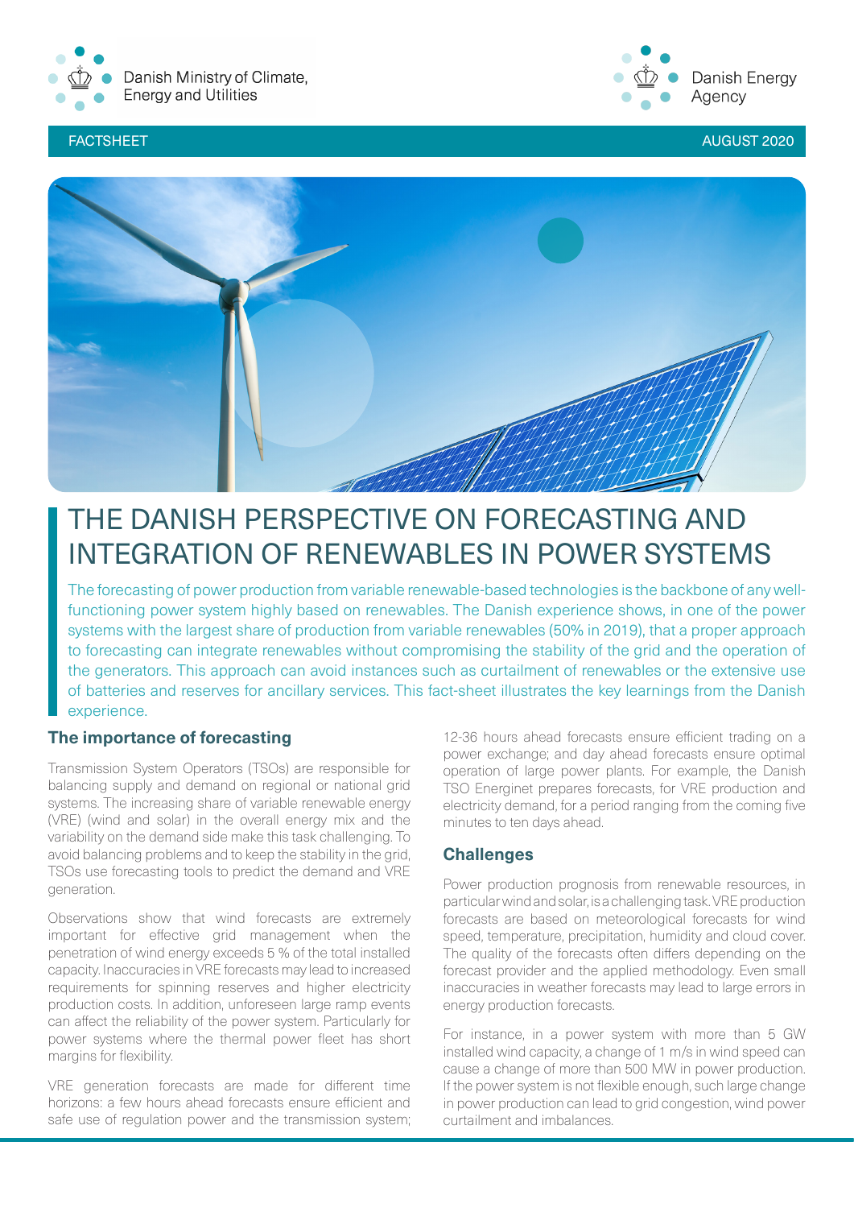Danish Ministry of Climate, Energy and Utilities

Danish Energy Agency

FACTSHEET

AUGUST 2020

# THE DANISH PERSPECTIVE ON FORECASTING AND INTEGRATION OF RENEWABLES IN POWER SYSTEMS

The forecasting of power production from variable renewable-based technologies is the backbone of any well-functioning power system highly based on renewables. The Danish experience shows, in one of the power systems with the largest share of production from variable renewables (50% in 2019), that a proper approach to forecasting can integrate renewables without compromising the stability of the grid and the operation of the generators. This approach can avoid instances such as curtailment of renewables or the extensive use of batteries and reserves for ancillary services. This fact-sheet illustrates the key learnings from the Danish experience.

## The importance of forecasting

Transmission System Operators (TSOs) are responsible for balancing supply and demand on regional or national grid systems. The increasing share of variable renewable energy (VRE) (wind and solar) in the overall energy mix and the variability on the demand side make this task challenging. To avoid balancing problems and to keep the stability in the grid, TSOs use forecasting tools to predict the demand and VRE generation.

Observations show that wind forecasts are extremely important for effective grid management when the penetration of wind energy exceeds 5 % of the total installed capacity. Inaccuracies in VRE forecasts may lead to increased requirements for spinning reserves and higher electricity production costs. In addition, unforeseen large ramp events can affect the reliability of the power system. Particularly for power systems where the thermal power fleet has short margins for flexibility.

VRE generation forecasts are made for different time horizons: a few hours ahead forecasts ensure efficient and safe use of regulation power and the transmission system; 12-36 hours ahead forecasts ensure efficient trading on a power exchange; and day ahead forecasts ensure optimal operation of large power plants. For example, the Danish TSO Energinet prepares forecasts, for VRE production and electricity demand, for a period ranging from the coming five minutes to ten days ahead.

## Challenges

Power production prognosis from renewable resources, in particular wind and solar, is a challenging task. VRE production forecasts are based on meteorological forecasts for wind speed, temperature, precipitation, humidity and cloud cover. The quality of the forecasts often differs depending on the forecast provider and the applied methodology. Even small inaccuracies in weather forecasts may lead to large errors in energy production forecasts.

For instance, in a power system with more than 5 GW installed wind capacity, a change of 1 m/s in wind speed can cause a change of more than 500 MW in power production. If the power system is not flexible enough, such large change in power production can lead to grid congestion, wind power curtailment and imbalances.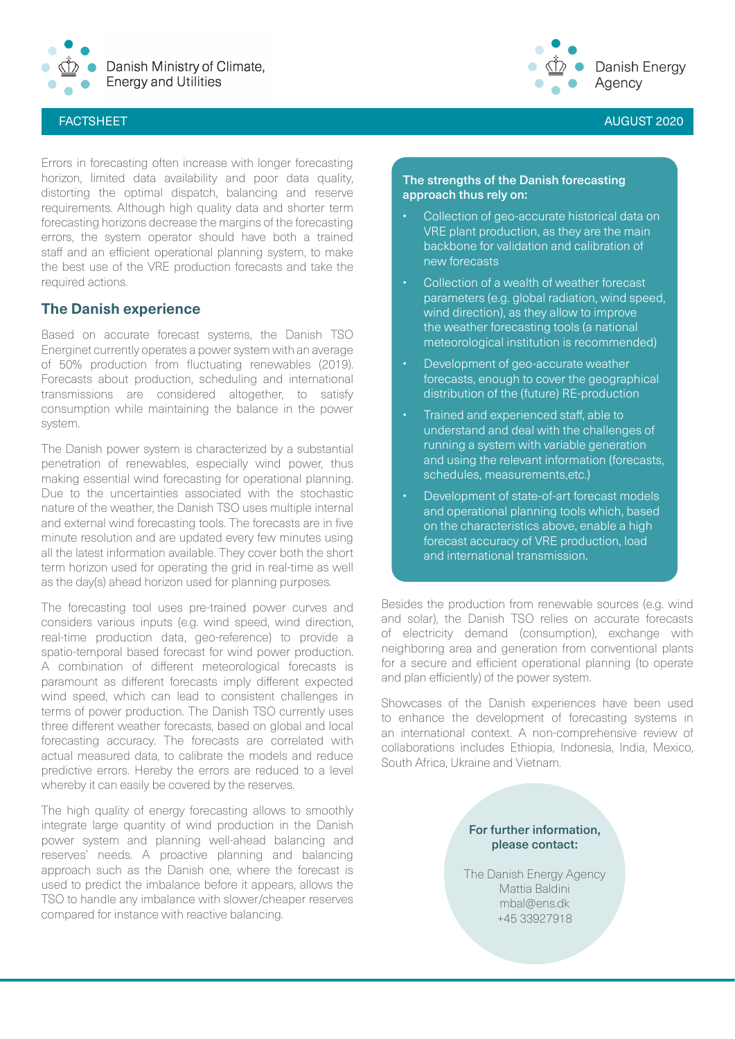Errors in forecasting often increase with longer forecasting horizon, limited data availability and poor data quality, distorting the optimal dispatch, balancing and reserve requirements. Although high quality data and shorter term forecasting horizons decrease the margins of the forecasting errors, the system operator should have both a trained staff and an efficient operational planning system, to make the best use of the VRE production forecasts and take the required actions.

## The Danish experience

Based on accurate forecast systems, the Danish TSO Energinet currently operates a power system with an average of 50% production from fluctuating renewables (2019). Forecasts about production, scheduling and international transmissions are considered altogether, to satisfy consumption while maintaining the balance in the power system.

The Danish power system is characterized by a substantial penetration of renewables, especially wind power, thus making essential wind forecasting for operational planning. Due to the uncertainties associated with the stochastic nature of the weather, the Danish TSO uses multiple internal and external wind forecasting tools. The forecasts are in five minute resolution and are updated every few minutes using all the latest information available. They cover both the short term horizon used for operating the grid in real-time as well as the day(s) ahead horizon used for planning purposes.

The forecasting tool uses pre-trained power curves and considers various inputs (e.g. wind speed, wind direction, real-time production data, geo-reference) to provide a spatio-temporal based forecast for wind power production. A combination of different meteorological forecasts is paramount as different forecasts imply different expected wind speed, which can lead to consistent challenges in terms of power production. The Danish TSO currently uses three different weather forecasts, based on global and local forecasting accuracy. The forecasts are correlated with actual measured data, to calibrate the models and reduce predictive errors. Hereby the errors are reduced to a level whereby it can easily be covered by the reserves.

The high quality of energy forecasting allows to smoothly integrate large quantity of wind production in the Danish power system and planning well-ahead balancing and reserves' needs. A proactive planning and balancing approach such as the Danish one, where the forecast is used to predict the imbalance before it appears, allows the TSO to handle any imbalance with slower/cheaper reserves compared for instance with reactive balancing.

**The strengths of the Danish forecasting approach thus rely on:**

- Collection of geo-accurate historical data on VRE plant production, as they are the main backbone for validation and calibration of new forecasts
- Collection of a wealth of weather forecast parameters (e.g. global radiation, wind speed, wind direction), as they allow to improve the weather forecasting tools (a national meteorological institution is recommended)
- Development of geo-accurate weather forecasts, enough to cover the geographical distribution of the (future) RE-production
- Trained and experienced staff, able to understand and deal with the challenges of running a system with variable generation and using the relevant information (forecasts, schedules, measurements,etc.)
- Development of state-of-art forecast models and operational planning tools which, based on the characteristics above, enable a high forecast accuracy of VRE production, load and international transmission.

Besides the production from renewable sources (e.g. wind and solar), the Danish TSO relies on accurate forecasts of electricity demand (consumption), exchange with neighboring area and generation from conventional plants for a secure and efficient operational planning (to operate and plan efficiently) of the power system.

Showcases of the Danish experiences have been used to enhance the development of forecasting systems in an international context. A non-comprehensive review of collaborations includes Ethiopia, Indonesia, India, Mexico, South Africa, Ukraine and Vietnam.

**For further information, please contact:**

The Danish Energy Agency
Mattia Baldini
mbal@ens.dk
+45 33927918